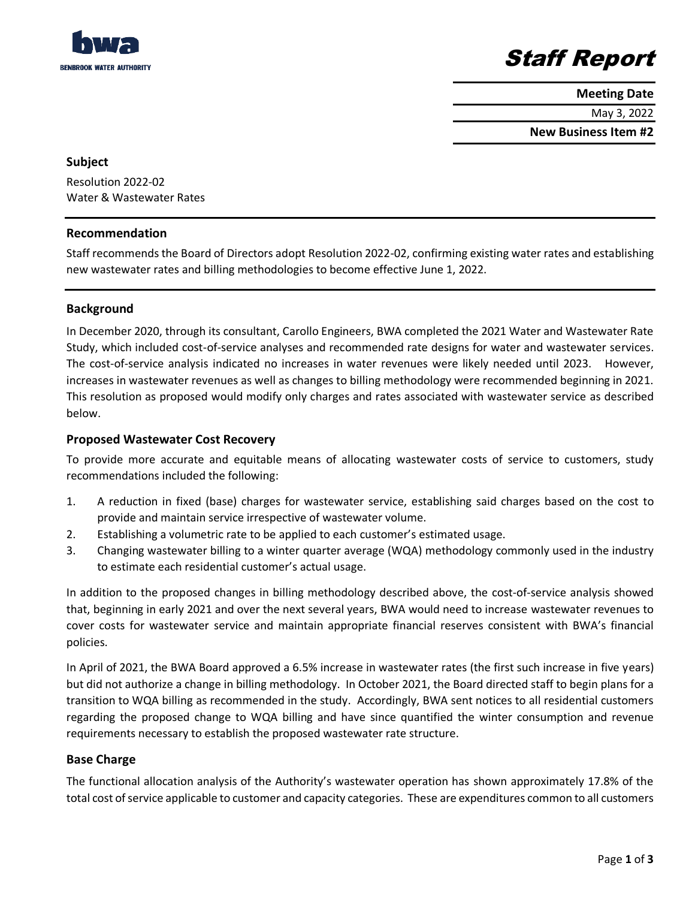bwa

BENBROOK WATER AUTHORITY

# Staff Report

**Meeting Date**

May 3, 2022

**New Business Item #2**

## Subject

Resolution 2022-02
Water & Wastewater Rates

## Recommendation

Staff recommends the Board of Directors adopt Resolution 2022-02, confirming existing water rates and establishing new wastewater rates and billing methodologies to become effective June 1, 2022.

## Background

In December 2020, through its consultant, Carollo Engineers, BWA completed the 2021 Water and Wastewater Rate Study, which included cost-of-service analyses and recommended rate designs for water and wastewater services. The cost-of-service analysis indicated no increases in water revenues were likely needed until 2023. However, increases in wastewater revenues as well as changes to billing methodology were recommended beginning in 2021. This resolution as proposed would modify only charges and rates associated with wastewater service as described below.

### Proposed Wastewater Cost Recovery

To provide more accurate and equitable means of allocating wastewater costs of service to customers, study recommendations included the following:

1. A reduction in fixed (base) charges for wastewater service, establishing said charges based on the cost to provide and maintain service irrespective of wastewater volume.
2. Establishing a volumetric rate to be applied to each customer's estimated usage.
3. Changing wastewater billing to a winter quarter average (WQA) methodology commonly used in the industry to estimate each residential customer's actual usage.

In addition to the proposed changes in billing methodology described above, the cost-of-service analysis showed that, beginning in early 2021 and over the next several years, BWA would need to increase wastewater revenues to cover costs for wastewater service and maintain appropriate financial reserves consistent with BWA's financial policies.

In April of 2021, the BWA Board approved a 6.5% increase in wastewater rates (the first such increase in five years) but did not authorize a change in billing methodology. In October 2021, the Board directed staff to begin plans for a transition to WQA billing as recommended in the study. Accordingly, BWA sent notices to all residential customers regarding the proposed change to WQA billing and have since quantified the winter consumption and revenue requirements necessary to establish the proposed wastewater rate structure.

### Base Charge

The functional allocation analysis of the Authority's wastewater operation has shown approximately 17.8% of the total cost of service applicable to customer and capacity categories. These are expenditures common to all customers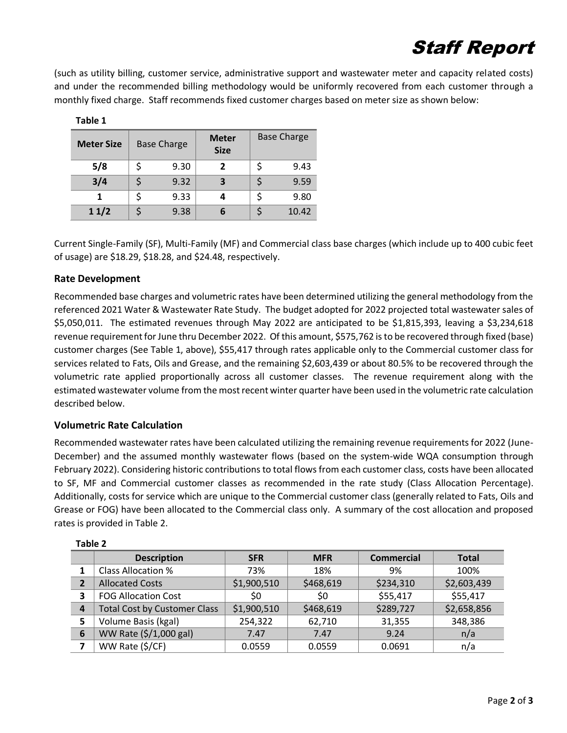(such as utility billing, customer service, administrative support and wastewater meter and capacity related costs) and under the recommended billing methodology would be uniformly recovered from each customer through a monthly fixed charge. Staff recommends fixed customer charges based on meter size as shown below:

**Table 1**

| Meter Size | Base Charge | Meter Size | Base Charge |
|---|---|---|---|
| 5/8 | $ 9.30 | 2 | $ 9.43 |
| 3/4 | $ 9.32 | 3 | $ 9.59 |
| 1 | $ 9.33 | 4 | $ 9.80 |
| 1 1/2 | $ 9.38 | 6 | $ 10.42 |

Current Single-Family (SF), Multi-Family (MF) and Commercial class base charges (which include up to 400 cubic feet of usage) are $18.29, $18.28, and $24.48, respectively.

### Rate Development

Recommended base charges and volumetric rates have been determined utilizing the general methodology from the referenced 2021 Water & Wastewater Rate Study. The budget adopted for 2022 projected total wastewater sales of $5,050,011. The estimated revenues through May 2022 are anticipated to be $1,815,393, leaving a $3,234,618 revenue requirement for June thru December 2022. Of this amount, $575,762 is to be recovered through fixed (base) customer charges (See Table 1, above), $55,417 through rates applicable only to the Commercial customer class for services related to Fats, Oils and Grease, and the remaining $2,603,439 or about 80.5% to be recovered through the volumetric rate applied proportionally across all customer classes. The revenue requirement along with the estimated wastewater volume from the most recent winter quarter have been used in the volumetric rate calculation described below.

### Volumetric Rate Calculation

Recommended wastewater rates have been calculated utilizing the remaining revenue requirements for 2022 (June-December) and the assumed monthly wastewater flows (based on the system-wide WQA consumption through February 2022). Considering historic contributions to total flows from each customer class, costs have been allocated to SF, MF and Commercial customer classes as recommended in the rate study (Class Allocation Percentage). Additionally, costs for service which are unique to the Commercial customer class (generally related to Fats, Oils and Grease or FOG) have been allocated to the Commercial class only. A summary of the cost allocation and proposed rates is provided in Table 2.

**Table 2**

| | Description | SFR | MFR | Commercial | Total |
|---|---|---|---|---|---|
| 1 | Class Allocation % | 73% | 18% | 9% | 100% |
| 2 | Allocated Costs | $1,900,510 | $468,619 | $234,310 | $2,603,439 |
| 3 | FOG Allocation Cost | $0 | $0 | $55,417 | $55,417 |
| 4 | Total Cost by Customer Class | $1,900,510 | $468,619 | $289,727 | $2,658,856 |
| 5 | Volume Basis (kgal) | 254,322 | 62,710 | 31,355 | 348,386 |
| 6 | WW Rate ($/1,000 gal) | 7.47 | 7.47 | 9.24 | n/a |
| 7 | WW Rate ($/CF) | 0.0559 | 0.0559 | 0.0691 | n/a |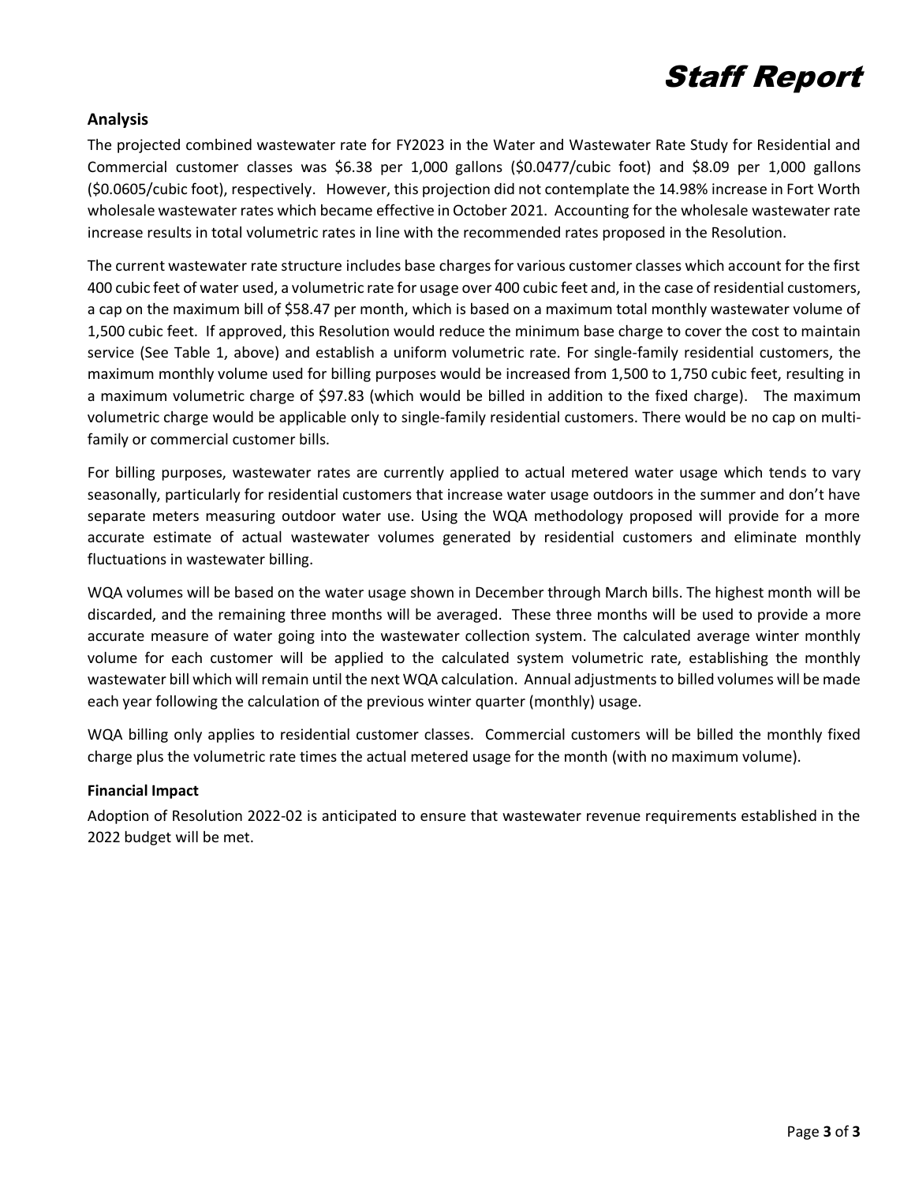## Analysis

The projected combined wastewater rate for FY2023 in the Water and Wastewater Rate Study for Residential and Commercial customer classes was $6.38 per 1,000 gallons ($0.0477/cubic foot) and $8.09 per 1,000 gallons ($0.0605/cubic foot), respectively. However, this projection did not contemplate the 14.98% increase in Fort Worth wholesale wastewater rates which became effective in October 2021. Accounting for the wholesale wastewater rate increase results in total volumetric rates in line with the recommended rates proposed in the Resolution.

The current wastewater rate structure includes base charges for various customer classes which account for the first 400 cubic feet of water used, a volumetric rate for usage over 400 cubic feet and, in the case of residential customers, a cap on the maximum bill of $58.47 per month, which is based on a maximum total monthly wastewater volume of 1,500 cubic feet. If approved, this Resolution would reduce the minimum base charge to cover the cost to maintain service (See Table 1, above) and establish a uniform volumetric rate. For single-family residential customers, the maximum monthly volume used for billing purposes would be increased from 1,500 to 1,750 cubic feet, resulting in a maximum volumetric charge of $97.83 (which would be billed in addition to the fixed charge). The maximum volumetric charge would be applicable only to single-family residential customers. There would be no cap on multi-family or commercial customer bills.

For billing purposes, wastewater rates are currently applied to actual metered water usage which tends to vary seasonally, particularly for residential customers that increase water usage outdoors in the summer and don't have separate meters measuring outdoor water use. Using the WQA methodology proposed will provide for a more accurate estimate of actual wastewater volumes generated by residential customers and eliminate monthly fluctuations in wastewater billing.

WQA volumes will be based on the water usage shown in December through March bills. The highest month will be discarded, and the remaining three months will be averaged. These three months will be used to provide a more accurate measure of water going into the wastewater collection system. The calculated average winter monthly volume for each customer will be applied to the calculated system volumetric rate, establishing the monthly wastewater bill which will remain until the next WQA calculation. Annual adjustments to billed volumes will be made each year following the calculation of the previous winter quarter (monthly) usage.

WQA billing only applies to residential customer classes. Commercial customers will be billed the monthly fixed charge plus the volumetric rate times the actual metered usage for the month (with no maximum volume).

### Financial Impact

Adoption of Resolution 2022-02 is anticipated to ensure that wastewater revenue requirements established in the 2022 budget will be met.